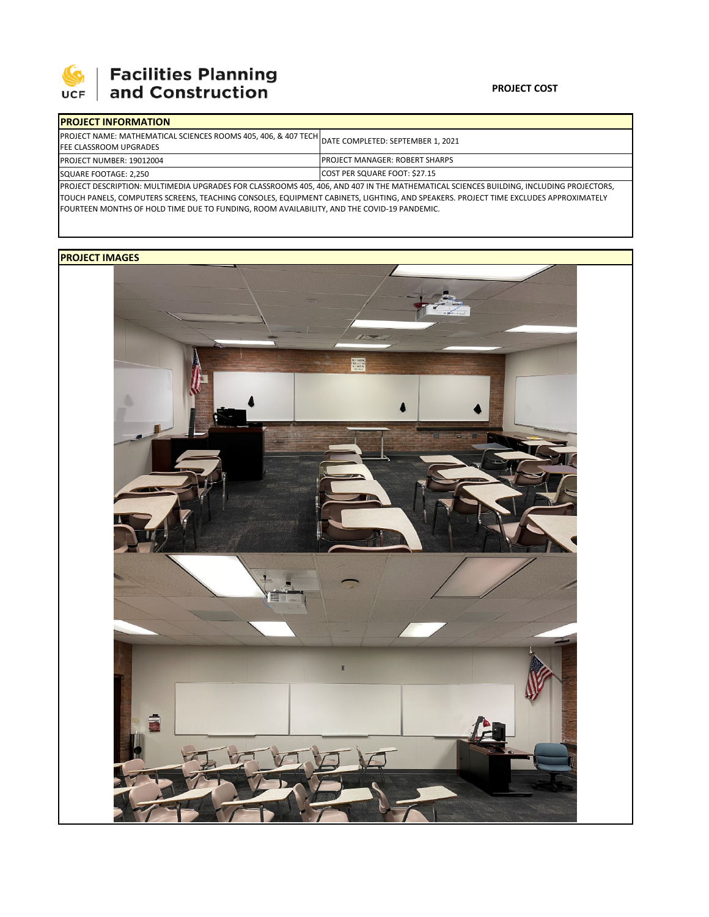Facilities Planning and Construction

**PROJECT COST**

| PROJECT INFORMATION | |
|---|---|
| PROJECT NAME: MATHEMATICAL SCIENCES ROOMS 405, 406, & 407 TECH FEE CLASSROOM UPGRADES | DATE COMPLETED: SEPTEMBER 1, 2021 |
| PROJECT NUMBER: 19012004 | PROJECT MANAGER: ROBERT SHARPS |
| SQUARE FOOTAGE: 2,250 | COST PER SQUARE FOOT: $27.15 |

PROJECT DESCRIPTION: MULTIMEDIA UPGRADES FOR CLASSROOMS 405, 406, AND 407 IN THE MATHEMATICAL SCIENCES BUILDING, INCLUDING PROJECTORS, TOUCH PANELS, COMPUTERS SCREENS, TEACHING CONSOLES, EQUIPMENT CABINETS, LIGHTING, AND SPEAKERS. PROJECT TIME EXCLUDES APPROXIMATELY FOURTEEN MONTHS OF HOLD TIME DUE TO FUNDING, ROOM AVAILABILITY, AND THE COVID-19 PANDEMIC.

**PROJECT IMAGES**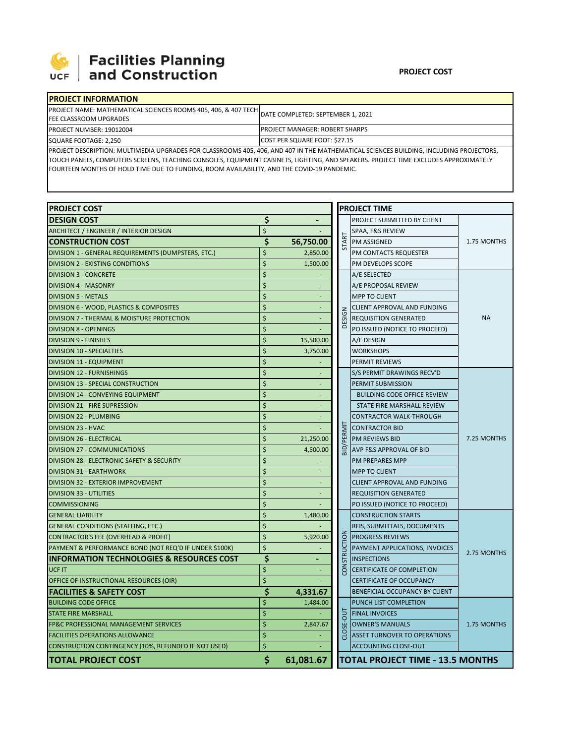Facilities Planning and Construction

**PROJECT COST**

| PROJECT INFORMATION | |
|---|---|
| PROJECT NAME: MATHEMATICAL SCIENCES ROOMS 405, 406, & 407 TECH FEE CLASSROOM UPGRADES | DATE COMPLETED: SEPTEMBER 1, 2021 |
| PROJECT NUMBER: 19012004 | PROJECT MANAGER: ROBERT SHARPS |
| SQUARE FOOTAGE: 2,250 | COST PER SQUARE FOOT: $27.15 |
| PROJECT DESCRIPTION: MULTIMEDIA UPGRADES FOR CLASSROOMS 405, 406, AND 407 IN THE MATHEMATICAL SCIENCES BUILDING, INCLUDING PROJECTORS, TOUCH PANELS, COMPUTERS SCREENS, TEACHING CONSOLES, EQUIPMENT CABINETS, LIGHTING, AND SPEAKERS. PROJECT TIME EXCLUDES APPROXIMATELY FOURTEEN MONTHS OF HOLD TIME DUE TO FUNDING, ROOM AVAILABILITY, AND THE COVID-19 PANDEMIC. | |

| PROJECT COST | |
|---|---|
| **DESIGN COST** | **$ -** |
| ARCHITECT / ENGINEER / INTERIOR DESIGN | $ - |
| **CONSTRUCTION COST** | **$ 56,750.00** |
| DIVISION 1 - GENERAL REQUIREMENTS (DUMPSTERS, ETC.) | $ 2,850.00 |
| DIVISION 2 - EXISTING CONDITIONS | $ 1,500.00 |
| DIVISION 3 - CONCRETE | $ - |
| DIVISION 4 - MASONRY | $ - |
| DIVISION 5 - METALS | $ - |
| DIVISION 6 - WOOD, PLASTICS & COMPOSITES | $ - |
| DIVISION 7 - THERMAL & MOISTURE PROTECTION | $ - |
| DIVISION 8 - OPENINGS | $ - |
| DIVISION 9 - FINISHES | $ 15,500.00 |
| DIVISION 10 - SPECIALTIES | $ 3,750.00 |
| DIVISION 11 - EQUIPMENT | $ - |
| DIVISION 12 - FURNISHINGS | $ - |
| DIVISION 13 - SPECIAL CONSTRUCTION | $ - |
| DIVISION 14 - CONVEYING EQUIPMENT | $ - |
| DIVISION 21 - FIRE SUPRESSION | $ - |
| DIVISION 22 - PLUMBING | $ - |
| DIVISION 23 - HVAC | $ - |
| DIVISION 26 - ELECTRICAL | $ 21,250.00 |
| DIVISION 27 - COMMUNICATIONS | $ 4,500.00 |
| DIVISION 28 - ELECTRONIC SAFETY & SECURITY | $ - |
| DIVISION 31 - EARTHWORK | $ - |
| DIVISION 32 - EXTERIOR IMPROVEMENT | $ - |
| DIVISION 33 - UTILITIES | $ - |
| COMMISSIONING | $ - |
| GENERAL LIABILITY | $ 1,480.00 |
| GENERAL CONDITIONS (STAFFING, ETC.) | $ - |
| CONTRACTOR'S FEE (OVERHEAD & PROFIT) | $ 5,920.00 |
| PAYMENT & PERFORMANCE BOND (NOT REQ'D IF UNDER $100K) | $ - |
| **INFORMATION TECHNOLOGIES & RESOURCES COST** | **$ -** |
| UCF IT | $ - |
| OFFICE OF INSTRUCTIONAL RESOURCES (OIR) | $ - |
| **FACILITIES & SAFETY COST** | **$ 4,331.67** |
| BUILDING CODE OFFICE | $ 1,484.00 |
| STATE FIRE MARSHALL | $ - |
| FP&C PROFESSIONAL MANAGEMENT SERVICES | $ 2,847.67 |
| FACILITIES OPERATIONS ALLOWANCE | $ - |
| CONSTRUCTION CONTINGENCY (10%, REFUNDED IF NOT USED) | $ - |
| **TOTAL PROJECT COST** | **$ 61,081.67** |

| PROJECT TIME | | |
|---|---|---|
| START | PROJECT SUBMITTED BY CLIENT | 1.75 MONTHS |
| | SPAA, F&S REVIEW | |
| | PM ASSIGNED | |
| | PM CONTACTS REQUESTER | |
| | PM DEVELOPS SCOPE | |
| DESIGN | A/E SELECTED | NA |
| | A/E PROPOSAL REVIEW | |
| | MPP TO CLIENT | |
| | CLIENT APPROVAL AND FUNDING | |
| | REQUISITION GENERATED | |
| | PO ISSUED (NOTICE TO PROCEED) | |
| | A/E DESIGN | |
| | WORKSHOPS | |
| | PERMIT REVIEWS | |
| BID/PERMIT | S/S PERMIT DRAWINGS RECV'D | 7.25 MONTHS |
| | PERMIT SUBMISSION | |
| | BUILDING CODE OFFICE REVIEW | |
| | STATE FIRE MARSHALL REVIEW | |
| | CONTRACTOR WALK-THROUGH | |
| | CONTRACTOR BID | |
| | PM REVIEWS BID | |
| | AVP F&S APPROVAL OF BID | |
| | PM PREPARES MPP | |
| | MPP TO CLIENT | |
| | CLIENT APPROVAL AND FUNDING | |
| | REQUISITION GENERATED | |
| | PO ISSUED (NOTICE TO PROCEED) | |
| CONSTRUCTION | CONSTRUCTION STARTS | 2.75 MONTHS |
| | RFIS, SUBMITTALS, DOCUMENTS | |
| | PROGRESS REVIEWS | |
| | PAYMENT APPLICATIONS, INVOICES | |
| | INSPECTIONS | |
| | CERTIFICATE OF COMPLETION | |
| | CERTIFICATE OF OCCUPANCY | |
| | BENEFICIAL OCCUPANCY BY CLIENT | |
| CLOSE-OUT | PUNCH LIST COMPLETION | 1.75 MONTHS |
| | FINAL INVOICES | |
| | OWNER'S MANUALS | |
| | ASSET TURNOVER TO OPERATIONS | |
| | ACCOUNTING CLOSE-OUT | |
| **TOTAL PROJECT TIME - 13.5 MONTHS** | | |